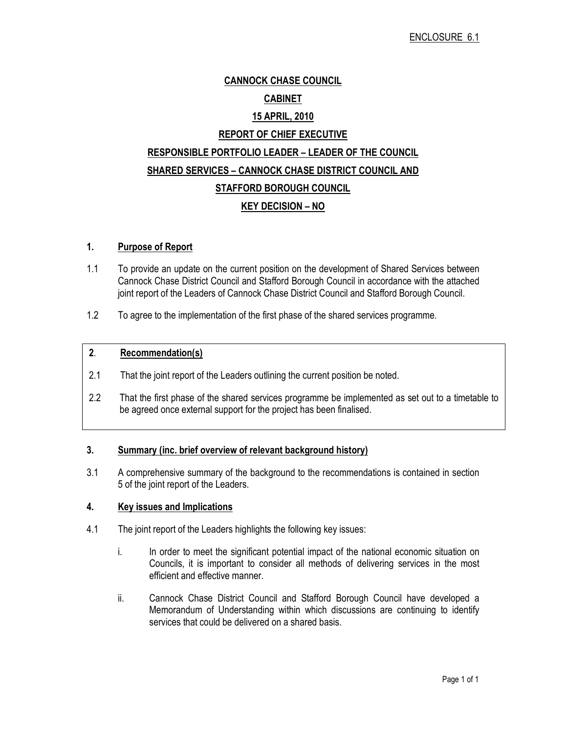ENCLOSURE 6.1

**CANNOCK CHASE COUNCIL**

**CABINET**

**15 APRIL, 2010**

**REPORT OF CHIEF EXECUTIVE**

**RESPONSIBLE PORTFOLIO LEADER – LEADER OF THE COUNCIL**

**SHARED SERVICES – CANNOCK CHASE DISTRICT COUNCIL AND STAFFORD BOROUGH COUNCIL**

**KEY DECISION – NO**

## 1. Purpose of Report

1.1 To provide an update on the current position on the development of Shared Services between Cannock Chase District Council and Stafford Borough Council in accordance with the attached joint report of the Leaders of Cannock Chase District Council and Stafford Borough Council.

1.2 To agree to the implementation of the first phase of the shared services programme.

## 2. Recommendation(s)

2.1 That the joint report of the Leaders outlining the current position be noted.

2.2 That the first phase of the shared services programme be implemented as set out to a timetable to be agreed once external support for the project has been finalised.

## 3. Summary (inc. brief overview of relevant background history)

3.1 A comprehensive summary of the background to the recommendations is contained in section 5 of the joint report of the Leaders.

## 4. Key issues and Implications

4.1 The joint report of the Leaders highlights the following key issues:

i. In order to meet the significant potential impact of the national economic situation on Councils, it is important to consider all methods of delivering services in the most efficient and effective manner.

ii. Cannock Chase District Council and Stafford Borough Council have developed a Memorandum of Understanding within which discussions are continuing to identify services that could be delivered on a shared basis.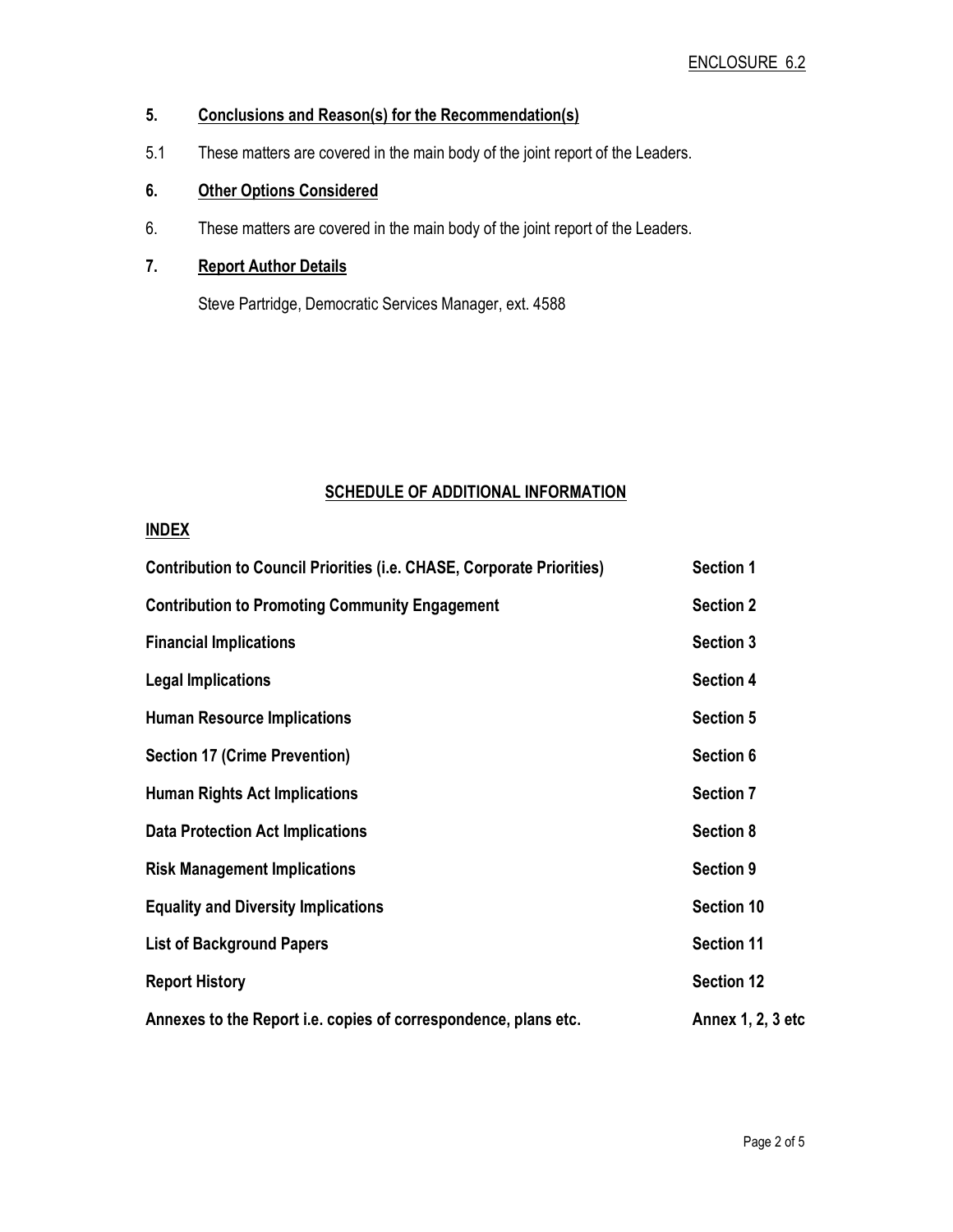ENCLOSURE 6.2

## 5. Conclusions and Reason(s) for the Recommendation(s)

5.1 These matters are covered in the main body of the joint report of the Leaders.

## 6. Other Options Considered

6. These matters are covered in the main body of the joint report of the Leaders.

## 7. Report Author Details

Steve Partridge, Democratic Services Manager, ext. 4588

## SCHEDULE OF ADDITIONAL INFORMATION

### INDEX

| | |
|---|---|
| **Contribution to Council Priorities (i.e. CHASE, Corporate Priorities)** | **Section 1** |
| **Contribution to Promoting Community Engagement** | **Section 2** |
| **Financial Implications** | **Section 3** |
| **Legal Implications** | **Section 4** |
| **Human Resource Implications** | **Section 5** |
| **Section 17 (Crime Prevention)** | **Section 6** |
| **Human Rights Act Implications** | **Section 7** |
| **Data Protection Act Implications** | **Section 8** |
| **Risk Management Implications** | **Section 9** |
| **Equality and Diversity Implications** | **Section 10** |
| **List of Background Papers** | **Section 11** |
| **Report History** | **Section 12** |
| **Annexes to the Report i.e. copies of correspondence, plans etc.** | **Annex 1, 2, 3 etc** |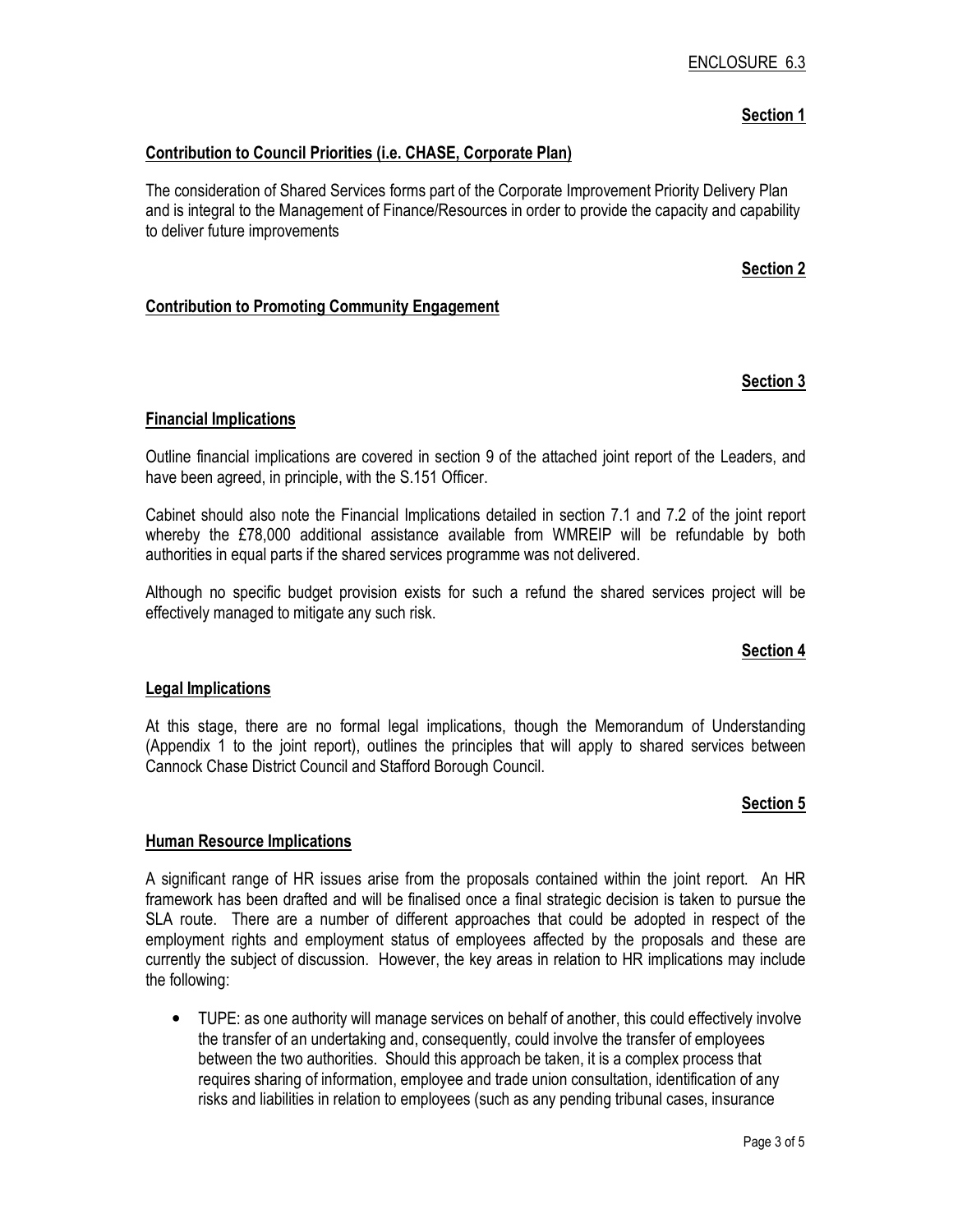ENCLOSURE 6.3

**Section 1**

**Contribution to Council Priorities (i.e. CHASE, Corporate Plan)**

The consideration of Shared Services forms part of the Corporate Improvement Priority Delivery Plan and is integral to the Management of Finance/Resources in order to provide the capacity and capability to deliver future improvements

**Section 2**

**Contribution to Promoting Community Engagement**

**Section 3**

**Financial Implications**

Outline financial implications are covered in section 9 of the attached joint report of the Leaders, and have been agreed, in principle, with the S.151 Officer.

Cabinet should also note the Financial Implications detailed in section 7.1 and 7.2 of the joint report whereby the £78,000 additional assistance available from WMREIP will be refundable by both authorities in equal parts if the shared services programme was not delivered.

Although no specific budget provision exists for such a refund the shared services project will be effectively managed to mitigate any such risk.

**Section 4**

**Legal Implications**

At this stage, there are no formal legal implications, though the Memorandum of Understanding (Appendix 1 to the joint report), outlines the principles that will apply to shared services between Cannock Chase District Council and Stafford Borough Council.

**Section 5**

**Human Resource Implications**

A significant range of HR issues arise from the proposals contained within the joint report. An HR framework has been drafted and will be finalised once a final strategic decision is taken to pursue the SLA route. There are a number of different approaches that could be adopted in respect of the employment rights and employment status of employees affected by the proposals and these are currently the subject of discussion. However, the key areas in relation to HR implications may include the following:

- TUPE: as one authority will manage services on behalf of another, this could effectively involve the transfer of an undertaking and, consequently, could involve the transfer of employees between the two authorities. Should this approach be taken, it is a complex process that requires sharing of information, employee and trade union consultation, identification of any risks and liabilities in relation to employees (such as any pending tribunal cases, insurance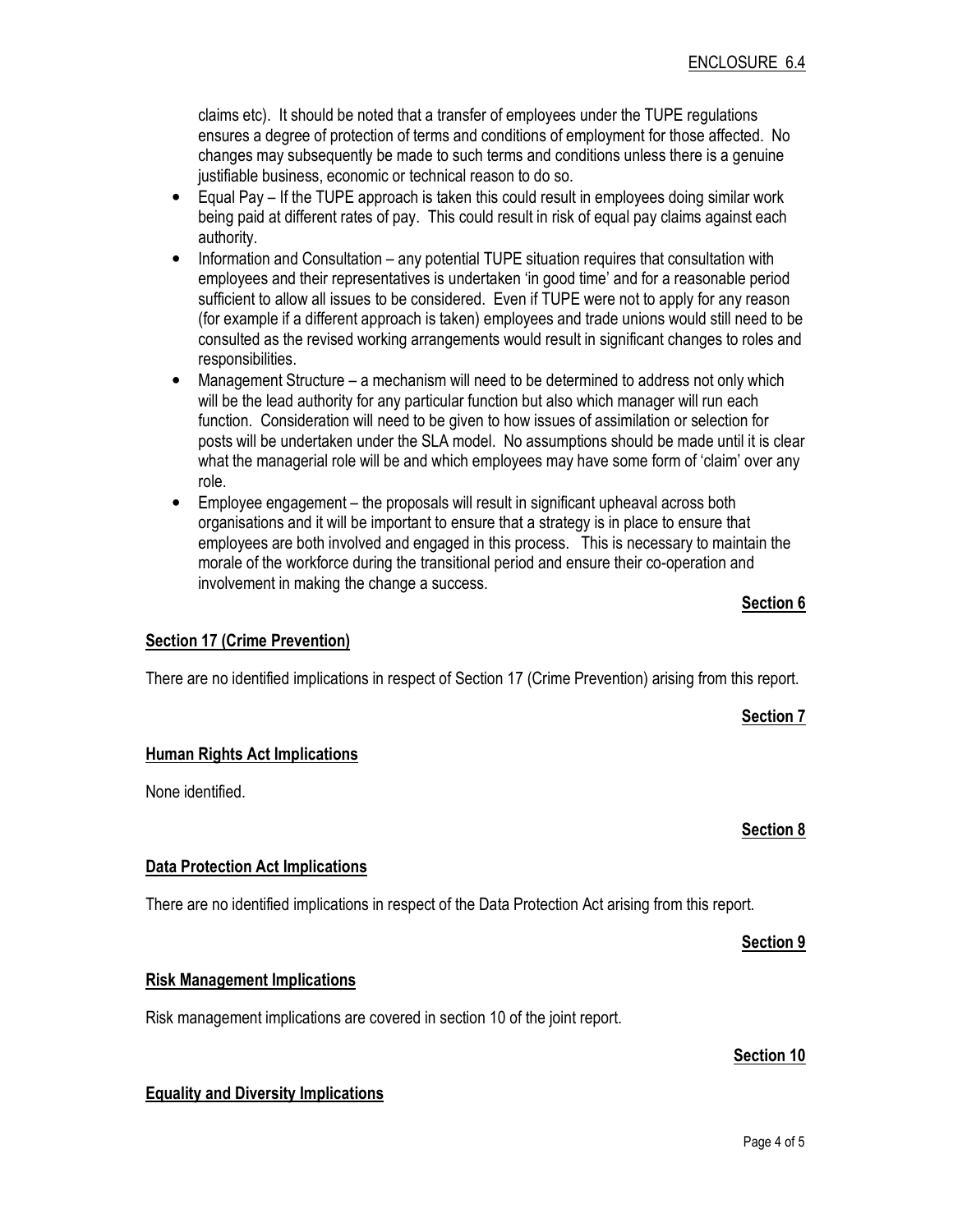claims etc). It should be noted that a transfer of employees under the TUPE regulations ensures a degree of protection of terms and conditions of employment for those affected. No changes may subsequently be made to such terms and conditions unless there is a genuine justifiable business, economic or technical reason to do so.

- Equal Pay – If the TUPE approach is taken this could result in employees doing similar work being paid at different rates of pay. This could result in risk of equal pay claims against each authority.
- Information and Consultation – any potential TUPE situation requires that consultation with employees and their representatives is undertaken 'in good time' and for a reasonable period sufficient to allow all issues to be considered. Even if TUPE were not to apply for any reason (for example if a different approach is taken) employees and trade unions would still need to be consulted as the revised working arrangements would result in significant changes to roles and responsibilities.
- Management Structure – a mechanism will need to be determined to address not only which will be the lead authority for any particular function but also which manager will run each function. Consideration will need to be given to how issues of assimilation or selection for posts will be undertaken under the SLA model. No assumptions should be made until it is clear what the managerial role will be and which employees may have some form of 'claim' over any role.
- Employee engagement – the proposals will result in significant upheaval across both organisations and it will be important to ensure that a strategy is in place to ensure that employees are both involved and engaged in this process. This is necessary to maintain the morale of the workforce during the transitional period and ensure their co-operation and involvement in making the change a success.

**Section 6**

**Section 17 (Crime Prevention)**

There are no identified implications in respect of Section 17 (Crime Prevention) arising from this report.

**Section 7**

**Human Rights Act Implications**

None identified.

**Section 8**

**Data Protection Act Implications**

There are no identified implications in respect of the Data Protection Act arising from this report.

**Section 9**

**Risk Management Implications**

Risk management implications are covered in section 10 of the joint report.

**Section 10**

**Equality and Diversity Implications**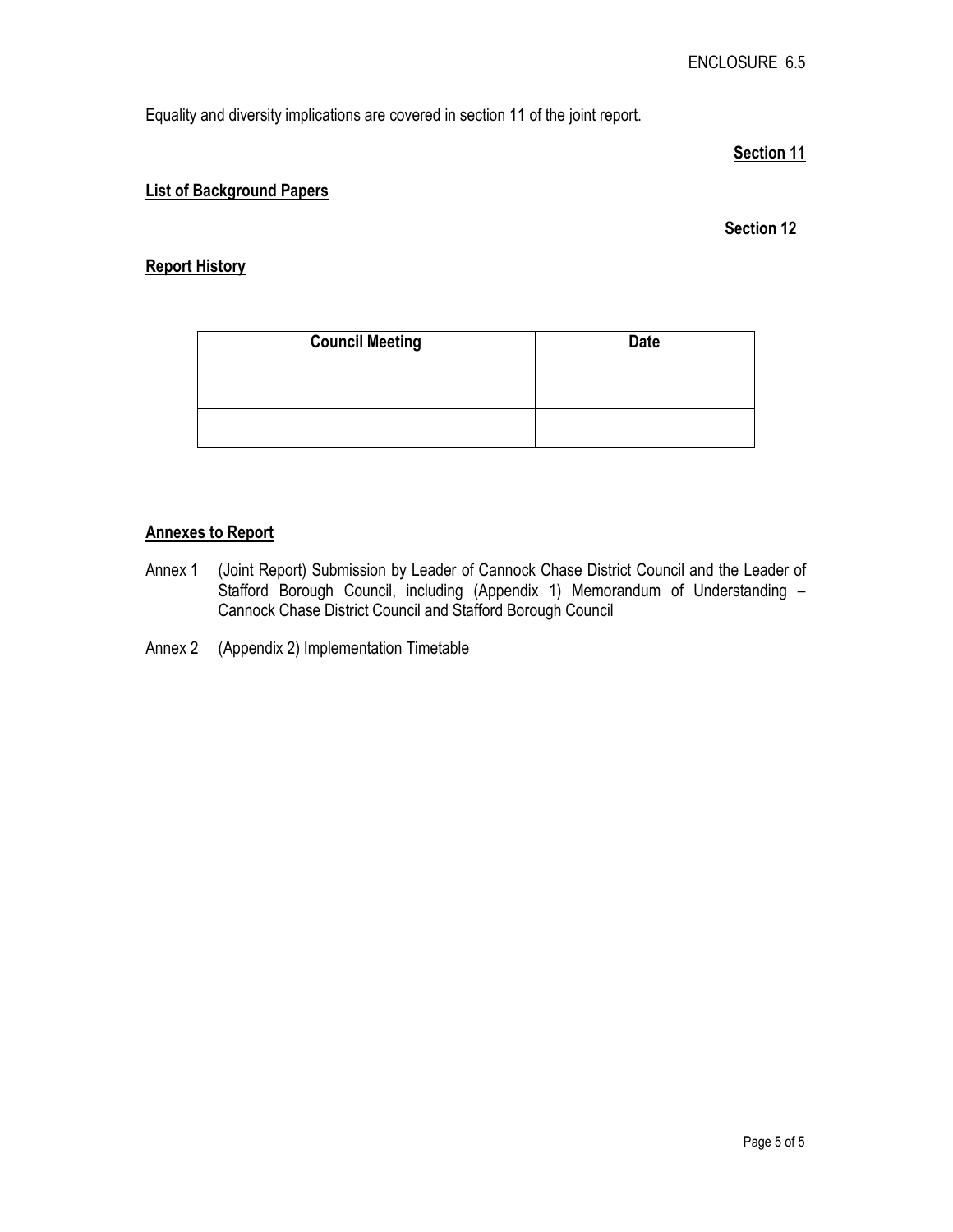ENCLOSURE 6.5

Equality and diversity implications are covered in section 11 of the joint report.

**Section 11**

**List of Background Papers**

**Section 12**

**Report History**

| **Council Meeting** | **Date** |
| --- | --- |
| | |
| | |

**Annexes to Report**

Annex 1 (Joint Report) Submission by Leader of Cannock Chase District Council and the Leader of Stafford Borough Council, including (Appendix 1) Memorandum of Understanding – Cannock Chase District Council and Stafford Borough Council

Annex 2 (Appendix 2) Implementation Timetable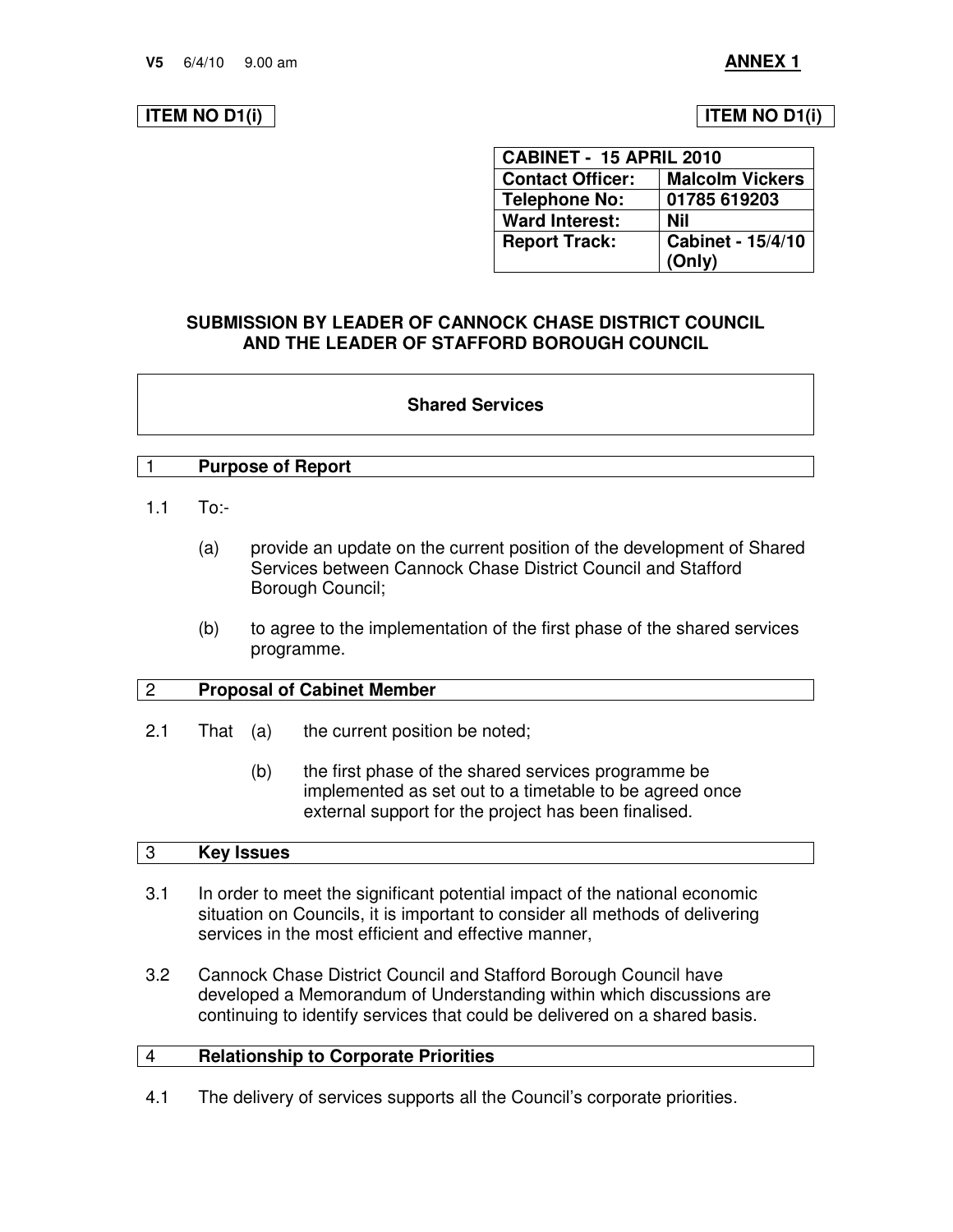V5 6/4/10 9.00 am **ANNEX 1**

**ITEM NO D1(i)** **ITEM NO D1(i)**

| CABINET - 15 APRIL 2010 | |
|---|---|
| **Contact Officer:** | **Malcolm Vickers** |
| **Telephone No:** | **01785 619203** |
| **Ward Interest:** | **Nil** |
| **Report Track:** | **Cabinet - 15/4/10 (Only)** |

**SUBMISSION BY LEADER OF CANNOCK CHASE DISTRICT COUNCIL AND THE LEADER OF STAFFORD BOROUGH COUNCIL**

## Shared Services

## 1 Purpose of Report

1.1 To:-

(a) provide an update on the current position of the development of Shared Services between Cannock Chase District Council and Stafford Borough Council;

(b) to agree to the implementation of the first phase of the shared services programme.

## 2 Proposal of Cabinet Member

2.1 That (a) the current position be noted;

(b) the first phase of the shared services programme be implemented as set out to a timetable to be agreed once external support for the project has been finalised.

## 3 Key Issues

3.1 In order to meet the significant potential impact of the national economic situation on Councils, it is important to consider all methods of delivering services in the most efficient and effective manner,

3.2 Cannock Chase District Council and Stafford Borough Council have developed a Memorandum of Understanding within which discussions are continuing to identify services that could be delivered on a shared basis.

## 4 Relationship to Corporate Priorities

4.1 The delivery of services supports all the Council's corporate priorities.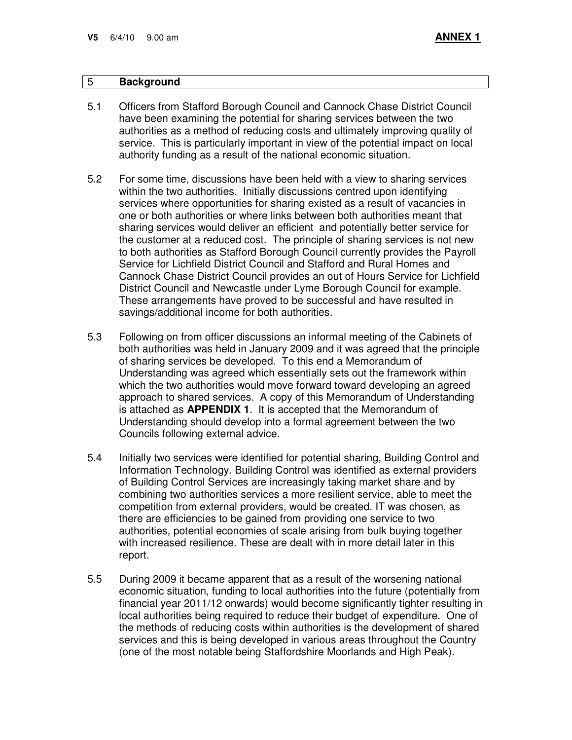## 5 Background

5.1 Officers from Stafford Borough Council and Cannock Chase District Council have been examining the potential for sharing services between the two authorities as a method of reducing costs and ultimately improving quality of service. This is particularly important in view of the potential impact on local authority funding as a result of the national economic situation.

5.2 For some time, discussions have been held with a view to sharing services within the two authorities. Initially discussions centred upon identifying services where opportunities for sharing existed as a result of vacancies in one or both authorities or where links between both authorities meant that sharing services would deliver an efficient and potentially better service for the customer at a reduced cost. The principle of sharing services is not new to both authorities as Stafford Borough Council currently provides the Payroll Service for Lichfield District Council and Stafford and Rural Homes and Cannock Chase District Council provides an out of Hours Service for Lichfield District Council and Newcastle under Lyme Borough Council for example. These arrangements have proved to be successful and have resulted in savings/additional income for both authorities.

5.3 Following on from officer discussions an informal meeting of the Cabinets of both authorities was held in January 2009 and it was agreed that the principle of sharing services be developed. To this end a Memorandum of Understanding was agreed which essentially sets out the framework within which the two authorities would move forward toward developing an agreed approach to shared services. A copy of this Memorandum of Understanding is attached as **APPENDIX 1**. It is accepted that the Memorandum of Understanding should develop into a formal agreement between the two Councils following external advice.

5.4 Initially two services were identified for potential sharing, Building Control and Information Technology. Building Control was identified as external providers of Building Control Services are increasingly taking market share and by combining two authorities services a more resilient service, able to meet the competition from external providers, would be created. IT was chosen, as there are efficiencies to be gained from providing one service to two authorities, potential economies of scale arising from bulk buying together with increased resilience. These are dealt with in more detail later in this report.

5.5 During 2009 it became apparent that as a result of the worsening national economic situation, funding to local authorities into the future (potentially from financial year 2011/12 onwards) would become significantly tighter resulting in local authorities being required to reduce their budget of expenditure. One of the methods of reducing costs within authorities is the development of shared services and this is being developed in various areas throughout the Country (one of the most notable being Staffordshire Moorlands and High Peak).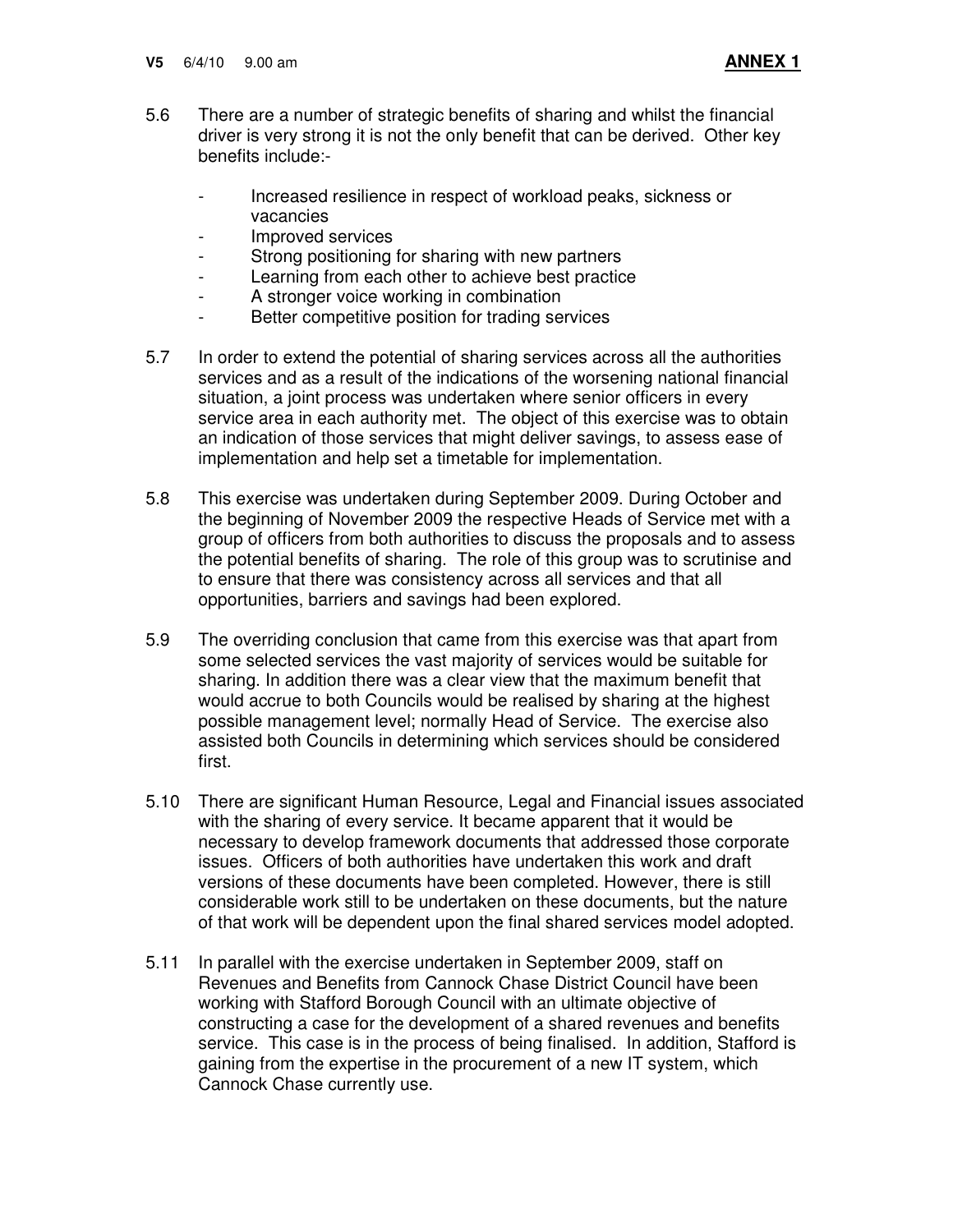5.6 There are a number of strategic benefits of sharing and whilst the financial driver is very strong it is not the only benefit that can be derived. Other key benefits include:-

- Increased resilience in respect of workload peaks, sickness or vacancies
- Improved services
- Strong positioning for sharing with new partners
- Learning from each other to achieve best practice
- A stronger voice working in combination
- Better competitive position for trading services

5.7 In order to extend the potential of sharing services across all the authorities services and as a result of the indications of the worsening national financial situation, a joint process was undertaken where senior officers in every service area in each authority met. The object of this exercise was to obtain an indication of those services that might deliver savings, to assess ease of implementation and help set a timetable for implementation.

5.8 This exercise was undertaken during September 2009. During October and the beginning of November 2009 the respective Heads of Service met with a group of officers from both authorities to discuss the proposals and to assess the potential benefits of sharing. The role of this group was to scrutinise and to ensure that there was consistency across all services and that all opportunities, barriers and savings had been explored.

5.9 The overriding conclusion that came from this exercise was that apart from some selected services the vast majority of services would be suitable for sharing. In addition there was a clear view that the maximum benefit that would accrue to both Councils would be realised by sharing at the highest possible management level; normally Head of Service. The exercise also assisted both Councils in determining which services should be considered first.

5.10 There are significant Human Resource, Legal and Financial issues associated with the sharing of every service. It became apparent that it would be necessary to develop framework documents that addressed those corporate issues. Officers of both authorities have undertaken this work and draft versions of these documents have been completed. However, there is still considerable work still to be undertaken on these documents, but the nature of that work will be dependent upon the final shared services model adopted.

5.11 In parallel with the exercise undertaken in September 2009, staff on Revenues and Benefits from Cannock Chase District Council have been working with Stafford Borough Council with an ultimate objective of constructing a case for the development of a shared revenues and benefits service. This case is in the process of being finalised. In addition, Stafford is gaining from the expertise in the procurement of a new IT system, which Cannock Chase currently use.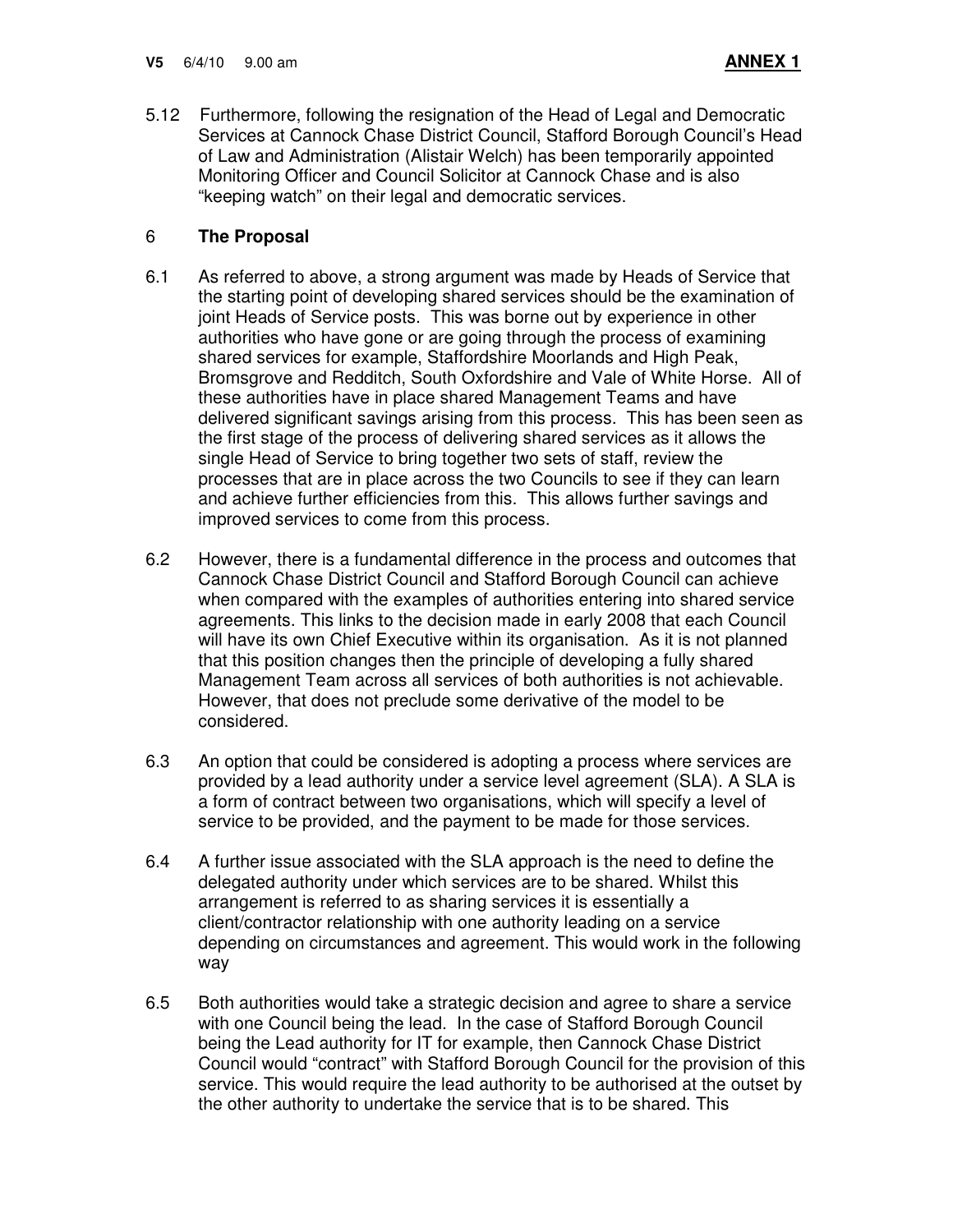5.12 Furthermore, following the resignation of the Head of Legal and Democratic Services at Cannock Chase District Council, Stafford Borough Council's Head of Law and Administration (Alistair Welch) has been temporarily appointed Monitoring Officer and Council Solicitor at Cannock Chase and is also "keeping watch" on their legal and democratic services.

## 6 The Proposal

6.1 As referred to above, a strong argument was made by Heads of Service that the starting point of developing shared services should be the examination of joint Heads of Service posts. This was borne out by experience in other authorities who have gone or are going through the process of examining shared services for example, Staffordshire Moorlands and High Peak, Bromsgrove and Redditch, South Oxfordshire and Vale of White Horse. All of these authorities have in place shared Management Teams and have delivered significant savings arising from this process. This has been seen as the first stage of the process of delivering shared services as it allows the single Head of Service to bring together two sets of staff, review the processes that are in place across the two Councils to see if they can learn and achieve further efficiencies from this. This allows further savings and improved services to come from this process.

6.2 However, there is a fundamental difference in the process and outcomes that Cannock Chase District Council and Stafford Borough Council can achieve when compared with the examples of authorities entering into shared service agreements. This links to the decision made in early 2008 that each Council will have its own Chief Executive within its organisation. As it is not planned that this position changes then the principle of developing a fully shared Management Team across all services of both authorities is not achievable. However, that does not preclude some derivative of the model to be considered.

6.3 An option that could be considered is adopting a process where services are provided by a lead authority under a service level agreement (SLA). A SLA is a form of contract between two organisations, which will specify a level of service to be provided, and the payment to be made for those services.

6.4 A further issue associated with the SLA approach is the need to define the delegated authority under which services are to be shared. Whilst this arrangement is referred to as sharing services it is essentially a client/contractor relationship with one authority leading on a service depending on circumstances and agreement. This would work in the following way

6.5 Both authorities would take a strategic decision and agree to share a service with one Council being the lead. In the case of Stafford Borough Council being the Lead authority for IT for example, then Cannock Chase District Council would "contract" with Stafford Borough Council for the provision of this service. This would require the lead authority to be authorised at the outset by the other authority to undertake the service that is to be shared. This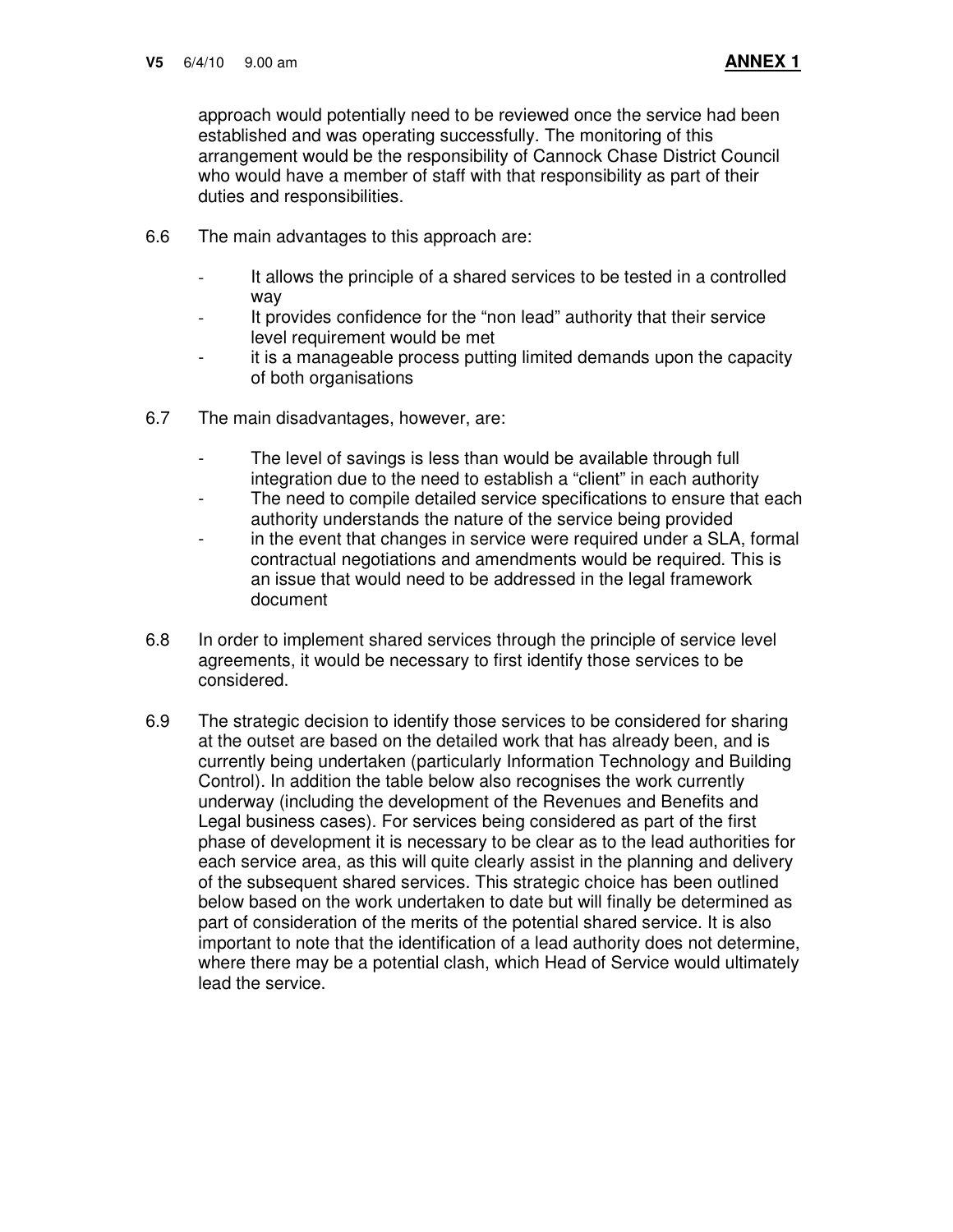approach would potentially need to be reviewed once the service had been established and was operating successfully. The monitoring of this arrangement would be the responsibility of Cannock Chase District Council who would have a member of staff with that responsibility as part of their duties and responsibilities.

6.6 The main advantages to this approach are:

- It allows the principle of a shared services to be tested in a controlled way
- It provides confidence for the "non lead" authority that their service level requirement would be met
- it is a manageable process putting limited demands upon the capacity of both organisations

6.7 The main disadvantages, however, are:

- The level of savings is less than would be available through full integration due to the need to establish a "client" in each authority
- The need to compile detailed service specifications to ensure that each authority understands the nature of the service being provided
- in the event that changes in service were required under a SLA, formal contractual negotiations and amendments would be required. This is an issue that would need to be addressed in the legal framework document

6.8 In order to implement shared services through the principle of service level agreements, it would be necessary to first identify those services to be considered.

6.9 The strategic decision to identify those services to be considered for sharing at the outset are based on the detailed work that has already been, and is currently being undertaken (particularly Information Technology and Building Control). In addition the table below also recognises the work currently underway (including the development of the Revenues and Benefits and Legal business cases). For services being considered as part of the first phase of development it is necessary to be clear as to the lead authorities for each service area, as this will quite clearly assist in the planning and delivery of the subsequent shared services. This strategic choice has been outlined below based on the work undertaken to date but will finally be determined as part of consideration of the merits of the potential shared service. It is also important to note that the identification of a lead authority does not determine, where there may be a potential clash, which Head of Service would ultimately lead the service.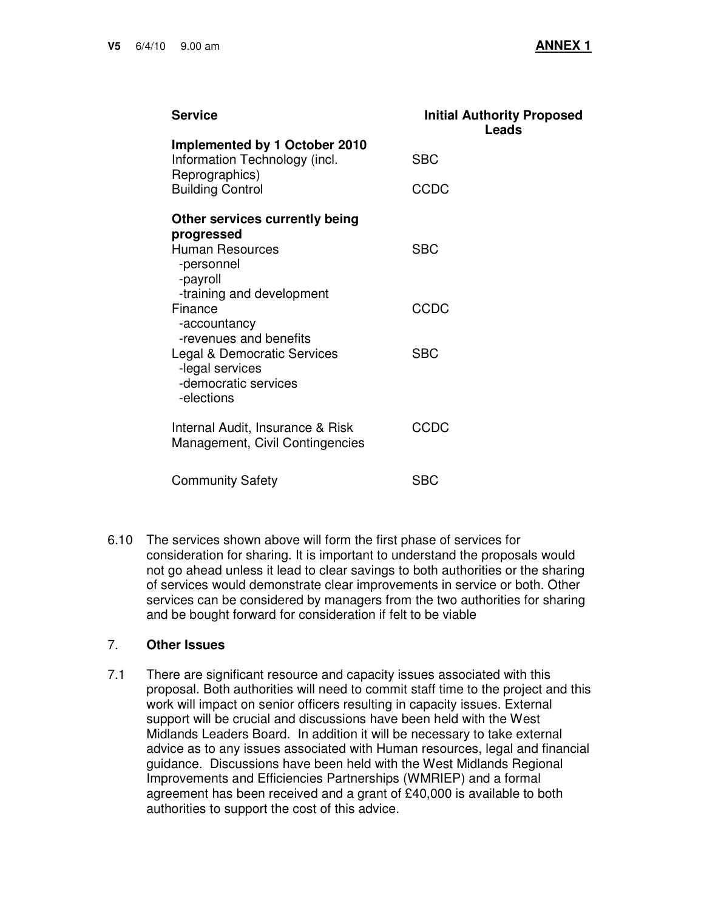**ANNEX 1**

| Service | Initial Authority Proposed Leads |
|---|---|
| **Implemented by 1 October 2010** | |
| Information Technology (incl. Reprographics) | SBC |
| Building Control | CCDC |
| **Other services currently being progressed** | |
| Human Resources<br>-personnel<br>-payroll<br>-training and development | SBC |
| Finance<br>-accountancy<br>-revenues and benefits | CCDC |
| Legal & Democratic Services<br>-legal services<br>-democratic services<br>-elections | SBC |
| Internal Audit, Insurance & Risk Management, Civil Contingencies | CCDC |
| Community Safety | SBC |

6.10 The services shown above will form the first phase of services for consideration for sharing. It is important to understand the proposals would not go ahead unless it lead to clear savings to both authorities or the sharing of services would demonstrate clear improvements in service or both. Other services can be considered by managers from the two authorities for sharing and be bought forward for consideration if felt to be viable

## 7. Other Issues

7.1 There are significant resource and capacity issues associated with this proposal. Both authorities will need to commit staff time to the project and this work will impact on senior officers resulting in capacity issues. External support will be crucial and discussions have been held with the West Midlands Leaders Board. In addition it will be necessary to take external advice as to any issues associated with Human resources, legal and financial guidance. Discussions have been held with the West Midlands Regional Improvements and Efficiencies Partnerships (WMRIEP) and a formal agreement has been received and a grant of £40,000 is available to both authorities to support the cost of this advice.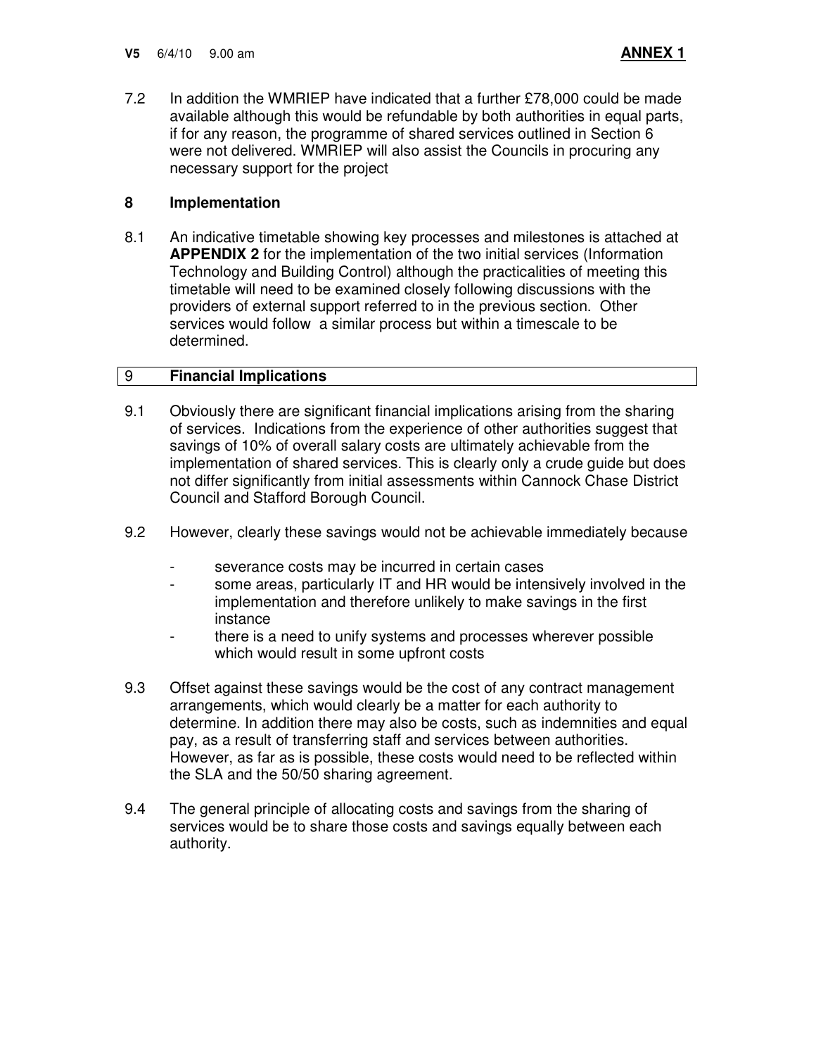7.2 In addition the WMRIEP have indicated that a further £78,000 could be made available although this would be refundable by both authorities in equal parts, if for any reason, the programme of shared services outlined in Section 6 were not delivered. WMRIEP will also assist the Councils in procuring any necessary support for the project

## 8 Implementation

8.1 An indicative timetable showing key processes and milestones is attached at **APPENDIX 2** for the implementation of the two initial services (Information Technology and Building Control) although the practicalities of meeting this timetable will need to be examined closely following discussions with the providers of external support referred to in the previous section. Other services would follow a similar process but within a timescale to be determined.

## 9 Financial Implications

9.1 Obviously there are significant financial implications arising from the sharing of services. Indications from the experience of other authorities suggest that savings of 10% of overall salary costs are ultimately achievable from the implementation of shared services. This is clearly only a crude guide but does not differ significantly from initial assessments within Cannock Chase District Council and Stafford Borough Council.

9.2 However, clearly these savings would not be achievable immediately because

- severance costs may be incurred in certain cases
- some areas, particularly IT and HR would be intensively involved in the implementation and therefore unlikely to make savings in the first instance
- there is a need to unify systems and processes wherever possible which would result in some upfront costs

9.3 Offset against these savings would be the cost of any contract management arrangements, which would clearly be a matter for each authority to determine. In addition there may also be costs, such as indemnities and equal pay, as a result of transferring staff and services between authorities. However, as far as is possible, these costs would need to be reflected within the SLA and the 50/50 sharing agreement.

9.4 The general principle of allocating costs and savings from the sharing of services would be to share those costs and savings equally between each authority.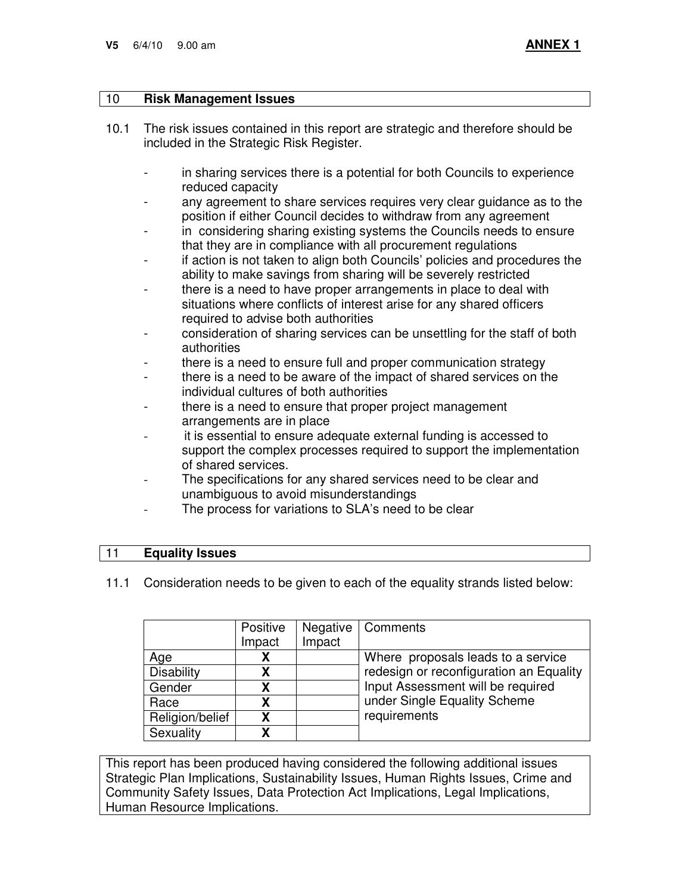**V5** 6/4/10 9.00 am **ANNEX 1**

## 10 Risk Management Issues

10.1 The risk issues contained in this report are strategic and therefore should be included in the Strategic Risk Register.

- in sharing services there is a potential for both Councils to experience reduced capacity
- any agreement to share services requires very clear guidance as to the position if either Council decides to withdraw from any agreement
- in considering sharing existing systems the Councils needs to ensure that they are in compliance with all procurement regulations
- if action is not taken to align both Councils' policies and procedures the ability to make savings from sharing will be severely restricted
- there is a need to have proper arrangements in place to deal with situations where conflicts of interest arise for any shared officers required to advise both authorities
- consideration of sharing services can be unsettling for the staff of both authorities
- there is a need to ensure full and proper communication strategy
- there is a need to be aware of the impact of shared services on the individual cultures of both authorities
- there is a need to ensure that proper project management arrangements are in place
- it is essential to ensure adequate external funding is accessed to support the complex processes required to support the implementation of shared services.
- The specifications for any shared services need to be clear and unambiguous to avoid misunderstandings
- The process for variations to SLA's need to be clear

## 11 Equality Issues

11.1 Consideration needs to be given to each of the equality strands listed below:

| | Positive Impact | Negative Impact | Comments |
|---|---|---|---|
| Age | **X** | | Where proposals leads to a service redesign or reconfiguration an Equality Input Assessment will be required under Single Equality Scheme requirements |
| Disability | **X** | | |
| Gender | **X** | | |
| Race | **X** | | |
| Religion/belief | **X** | | |
| Sexuality | **X** | | |

This report has been produced having considered the following additional issues Strategic Plan Implications, Sustainability Issues, Human Rights Issues, Crime and Community Safety Issues, Data Protection Act Implications, Legal Implications, Human Resource Implications.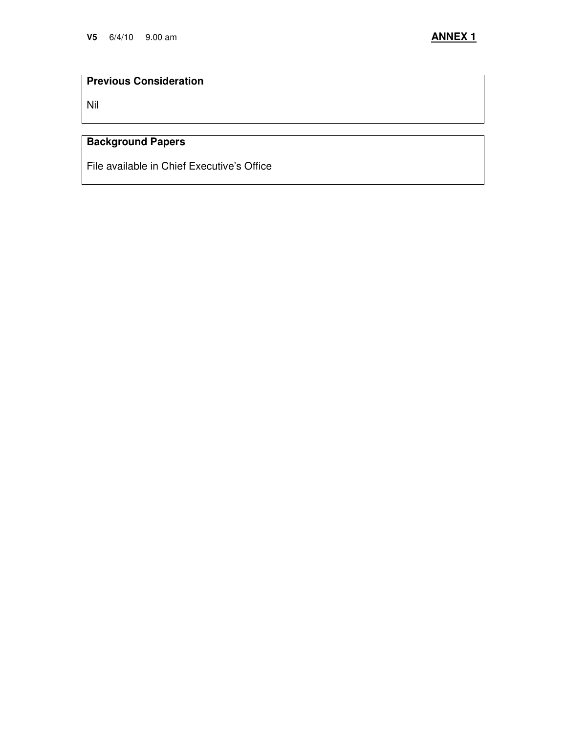**Previous Consideration**

Nil

**Background Papers**

File available in Chief Executive's Office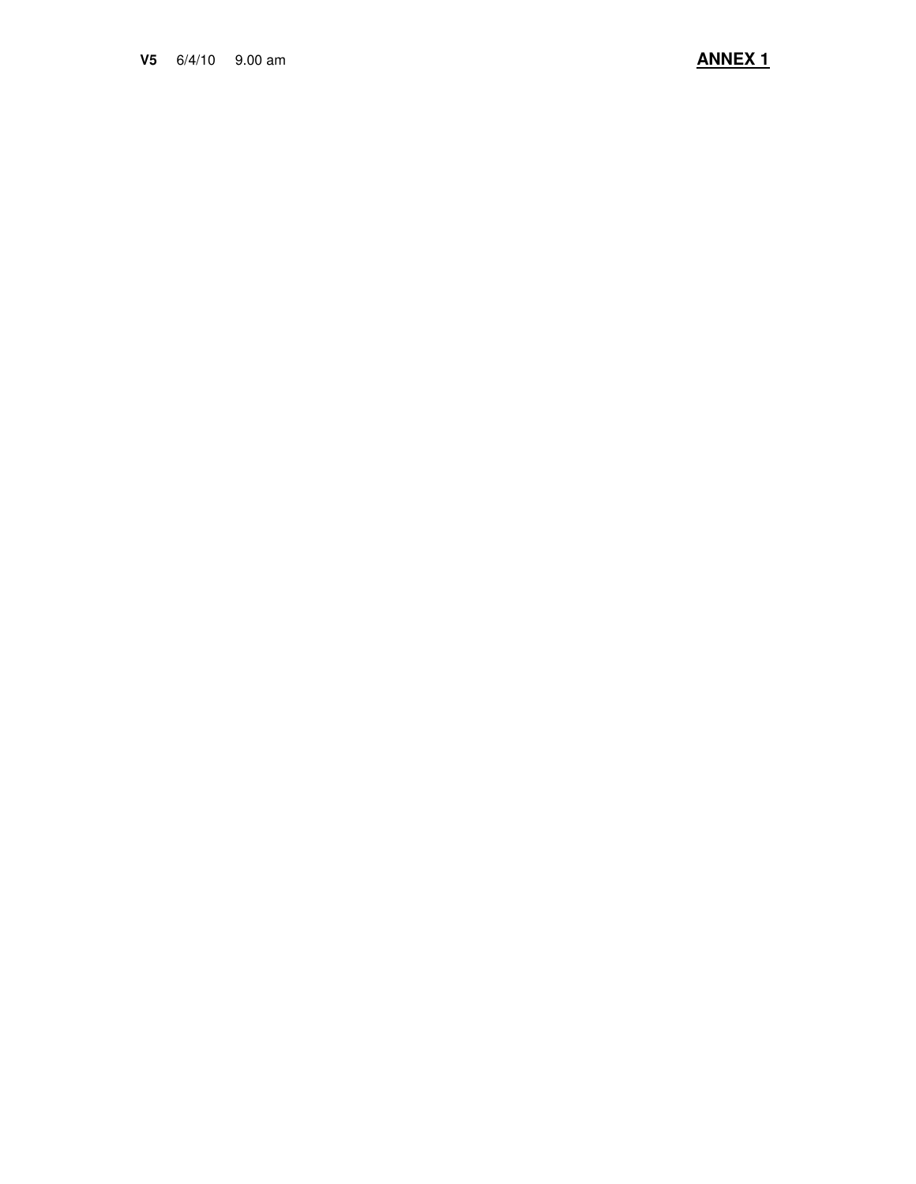# ANNEX 1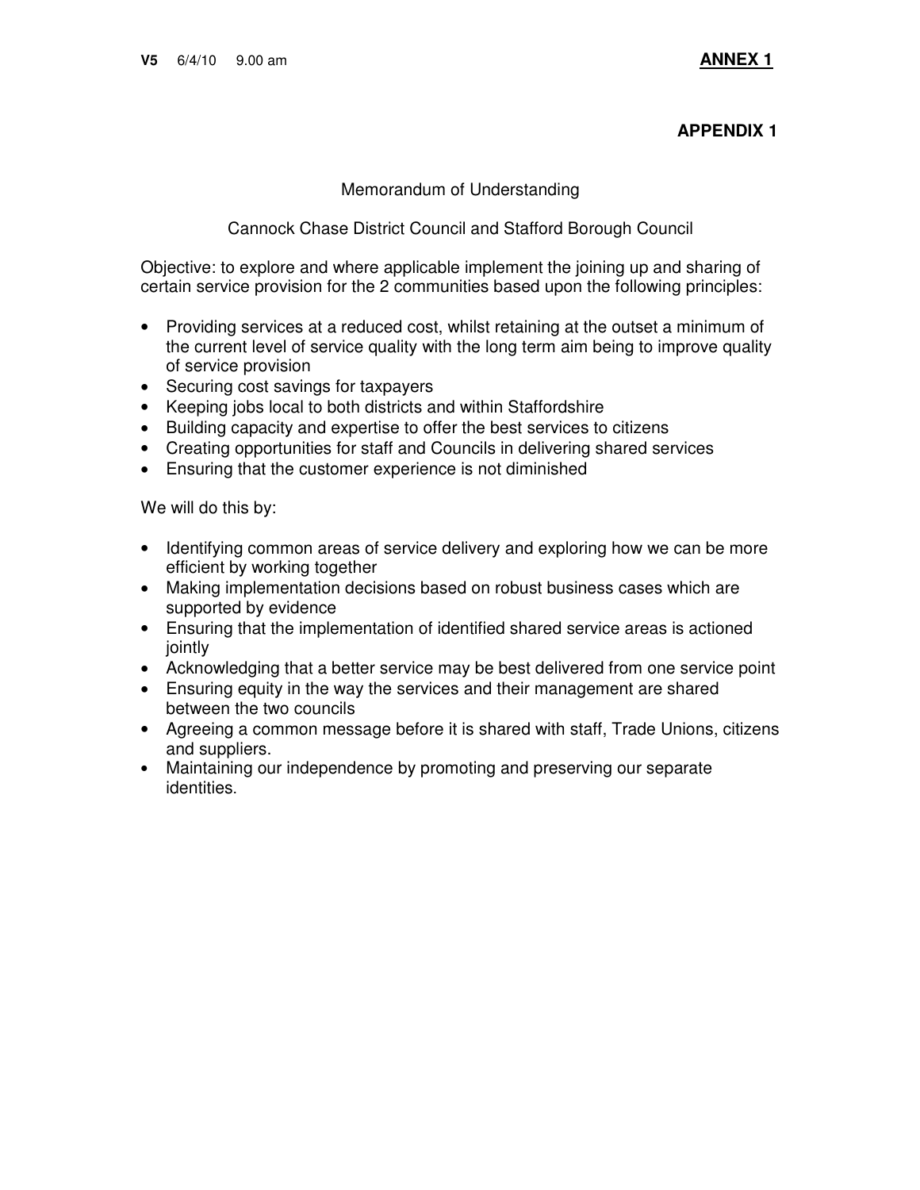**V5** 6/4/10 9.00 am **ANNEX 1**

**APPENDIX 1**

Memorandum of Understanding

Cannock Chase District Council and Stafford Borough Council

Objective: to explore and where applicable implement the joining up and sharing of certain service provision for the 2 communities based upon the following principles:

- Providing services at a reduced cost, whilst retaining at the outset a minimum of the current level of service quality with the long term aim being to improve quality of service provision
- Securing cost savings for taxpayers
- Keeping jobs local to both districts and within Staffordshire
- Building capacity and expertise to offer the best services to citizens
- Creating opportunities for staff and Councils in delivering shared services
- Ensuring that the customer experience is not diminished

We will do this by:

- Identifying common areas of service delivery and exploring how we can be more efficient by working together
- Making implementation decisions based on robust business cases which are supported by evidence
- Ensuring that the implementation of identified shared service areas is actioned jointly
- Acknowledging that a better service may be best delivered from one service point
- Ensuring equity in the way the services and their management are shared between the two councils
- Agreeing a common message before it is shared with staff, Trade Unions, citizens and suppliers.
- Maintaining our independence by promoting and preserving our separate identities.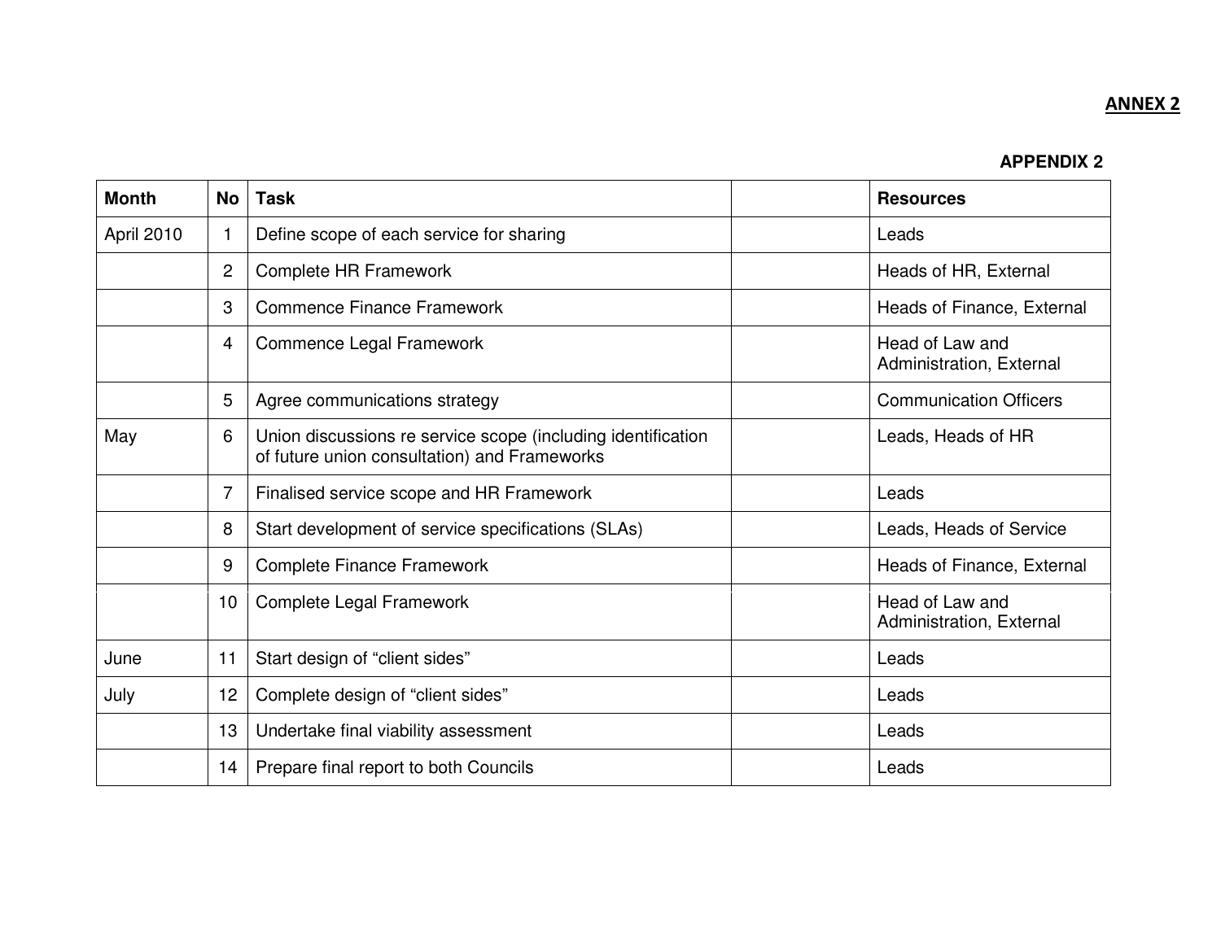**ANNEX 2**

**APPENDIX 2**

| Month | No | Task | | Resources |
|---|---|---|---|---|
| April 2010 | 1 | Define scope of each service for sharing | | Leads |
| | 2 | Complete HR Framework | | Heads of HR, External |
| | 3 | Commence Finance Framework | | Heads of Finance, External |
| | 4 | Commence Legal Framework | | Head of Law and Administration, External |
| | 5 | Agree communications strategy | | Communication Officers |
| May | 6 | Union discussions re service scope (including identification of future union consultation) and Frameworks | | Leads, Heads of HR |
| | 7 | Finalised service scope and HR Framework | | Leads |
| | 8 | Start development of service specifications (SLAs) | | Leads, Heads of Service |
| | 9 | Complete Finance Framework | | Heads of Finance, External |
| | 10 | Complete Legal Framework | | Head of Law and Administration, External |
| June | 11 | Start design of “client sides” | | Leads |
| July | 12 | Complete design of “client sides” | | Leads |
| | 13 | Undertake final viability assessment | | Leads |
| | 14 | Prepare final report to both Councils | | Leads |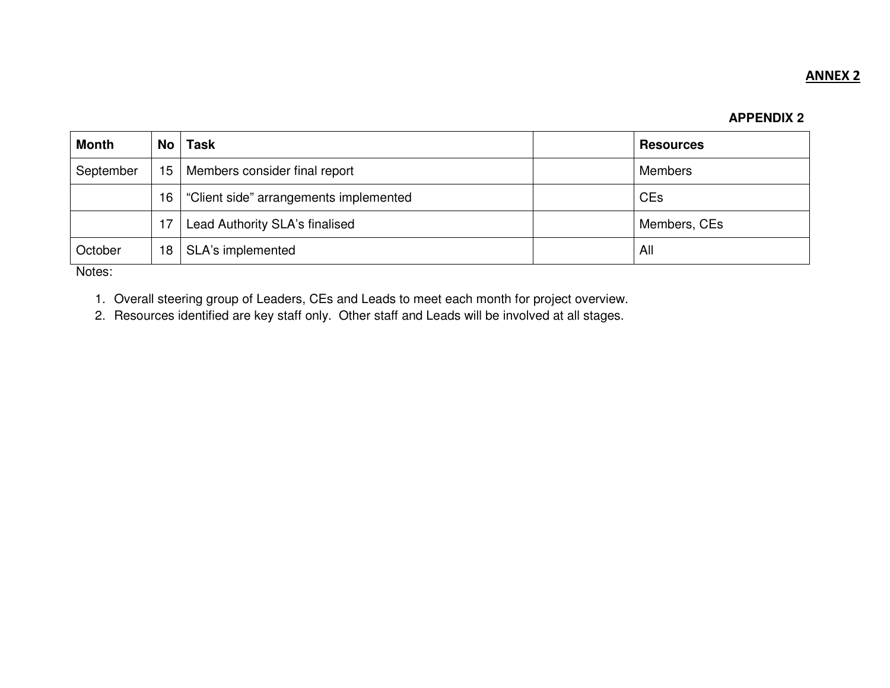**ANNEX 2**

**APPENDIX 2**

| Month | No | Task | | Resources |
|---|---|---|---|---|
| September | 15 | Members consider final report | | Members |
| | 16 | "Client side" arrangements implemented | | CEs |
| | 17 | Lead Authority SLA's finalised | | Members, CEs |
| October | 18 | SLA's implemented | | All |

Notes:

1. Overall steering group of Leaders, CEs and Leads to meet each month for project overview.
2. Resources identified are key staff only. Other staff and Leads will be involved at all stages.